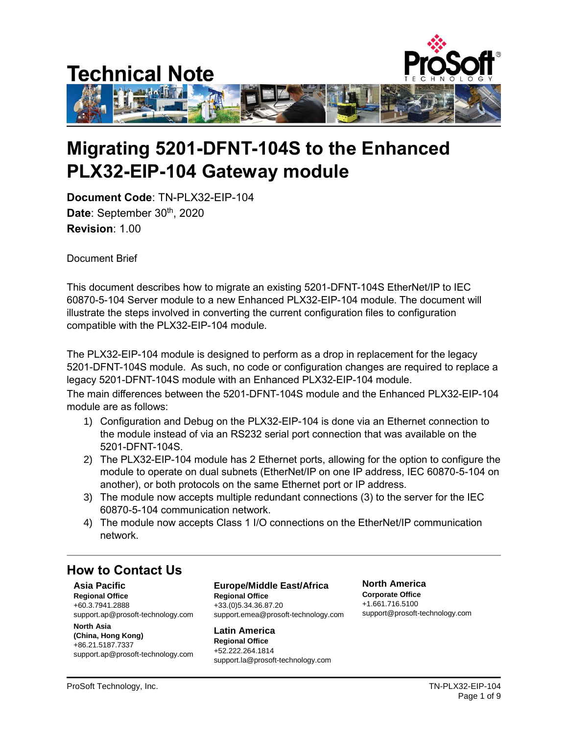# Technical Note

# Migrating 5201-DFNT-104S to the Enhanced PLX32-EIP-104 Gateway module

**Document Code**: TN-PLX32-EIP-104
**Date**: September 30th, 2020
**Revision**: 1.00

Document Brief

This document describes how to migrate an existing 5201-DFNT-104S EtherNet/IP to IEC 60870-5-104 Server module to a new Enhanced PLX32-EIP-104 module. The document will illustrate the steps involved in converting the current configuration files to configuration compatible with the PLX32-EIP-104 module.

The PLX32-EIP-104 module is designed to perform as a drop in replacement for the legacy 5201-DFNT-104S module. As such, no code or configuration changes are required to replace a legacy 5201-DFNT-104S module with an Enhanced PLX32-EIP-104 module.
The main differences between the 5201-DFNT-104S module and the Enhanced PLX32-EIP-104 module are as follows:

1) Configuration and Debug on the PLX32-EIP-104 is done via an Ethernet connection to the module instead of via an RS232 serial port connection that was available on the 5201-DFNT-104S.
2) The PLX32-EIP-104 module has 2 Ethernet ports, allowing for the option to configure the module to operate on dual subnets (EtherNet/IP on one IP address, IEC 60870-5-104 on another), or both protocols on the same Ethernet port or IP address.
3) The module now accepts multiple redundant connections (3) to the server for the IEC 60870-5-104 communication network.
4) The module now accepts Class 1 I/O connections on the EtherNet/IP communication network.

## How to Contact Us

**Asia Pacific**
**Regional Office**
+60.3.7941.2888
support.ap@prosoft-technology.com

**North Asia**
**(China, Hong Kong)**
+86.21.5187.7337
support.ap@prosoft-technology.com

**Europe/Middle East/Africa**
**Regional Office**
+33.(0)5.34.36.87.20
support.emea@prosoft-technology.com

**Latin America**
**Regional Office**
+52.222.264.1814
support.la@prosoft-technology.com

**North America**
**Corporate Office**
+1.661.716.5100
support@prosoft-technology.com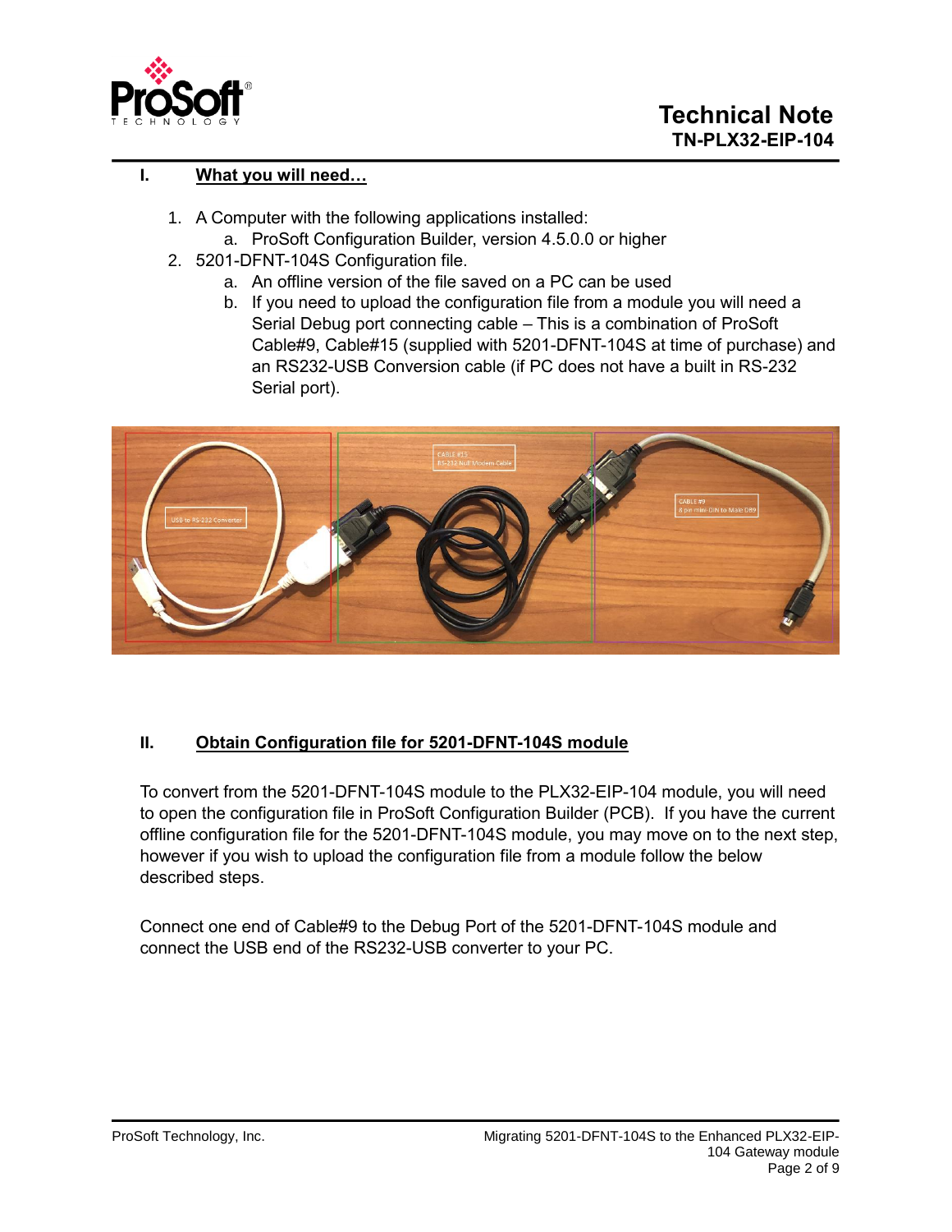## I. What you will need…

1. A Computer with the following applications installed:
   a. ProSoft Configuration Builder, version 4.5.0.0 or higher
2. 5201-DFNT-104S Configuration file.
   a. An offline version of the file saved on a PC can be used
   b. If you need to upload the configuration file from a module you will need a Serial Debug port connecting cable – This is a combination of ProSoft Cable#9, Cable#15 (supplied with 5201-DFNT-104S at time of purchase) and an RS232-USB Conversion cable (if PC does not have a built in RS-232 Serial port).

## II. Obtain Configuration file for 5201-DFNT-104S module

To convert from the 5201-DFNT-104S module to the PLX32-EIP-104 module, you will need to open the configuration file in ProSoft Configuration Builder (PCB). If you have the current offline configuration file for the 5201-DFNT-104S module, you may move on to the next step, however if you wish to upload the configuration file from a module follow the below described steps.

Connect one end of Cable#9 to the Debug Port of the 5201-DFNT-104S module and connect the USB end of the RS232-USB converter to your PC.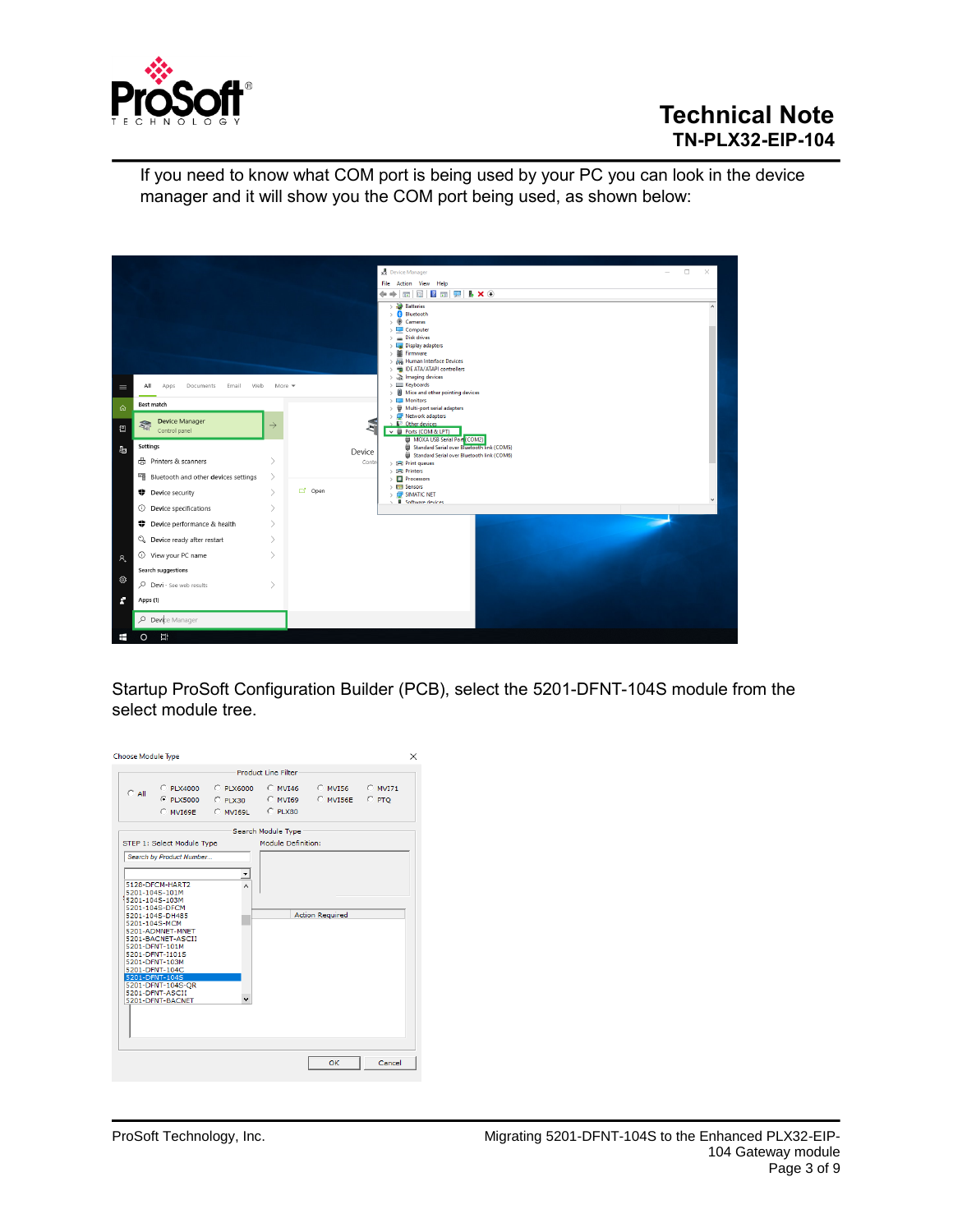If you need to know what COM port is being used by your PC you can look in the device manager and it will show you the COM port being used, as shown below:

Startup ProSoft Configuration Builder (PCB), select the 5201-DFNT-104S module from the select module tree.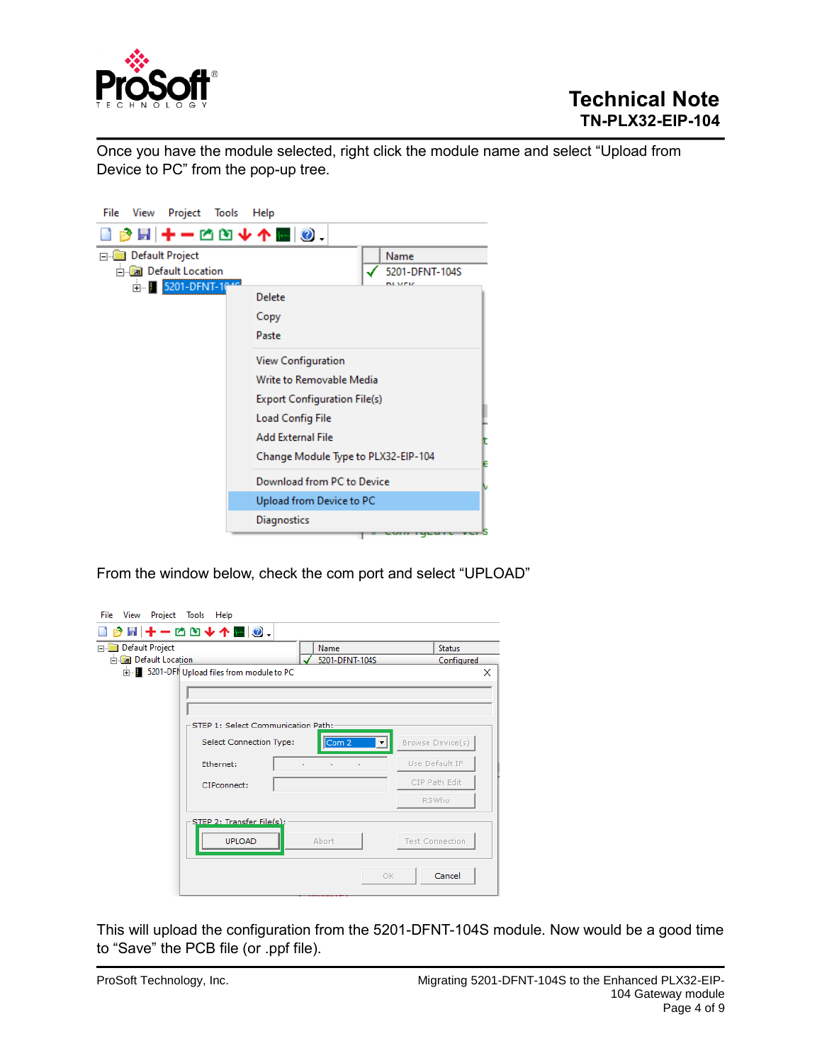Once you have the module selected, right click the module name and select “Upload from Device to PC” from the pop-up tree.

From the window below, check the com port and select “UPLOAD”

This will upload the configuration from the 5201-DFNT-104S module. Now would be a good time to “Save” the PCB file (or .ppf file).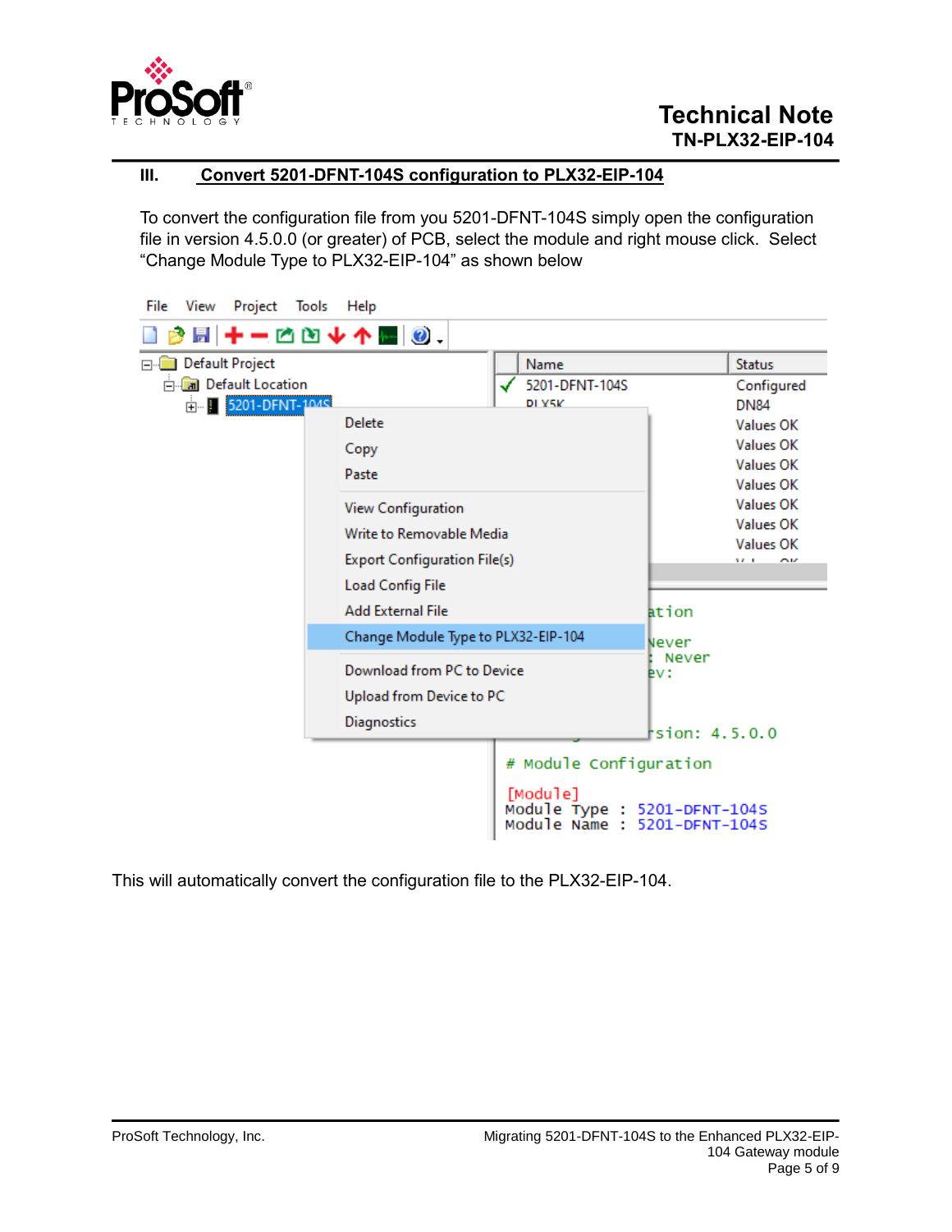## III. Convert 5201-DFNT-104S configuration to PLX32-EIP-104

To convert the configuration file from you 5201-DFNT-104S simply open the configuration file in version 4.5.0.0 (or greater) of PCB, select the module and right mouse click. Select “Change Module Type to PLX32-EIP-104” as shown below

This will automatically convert the configuration file to the PLX32-EIP-104.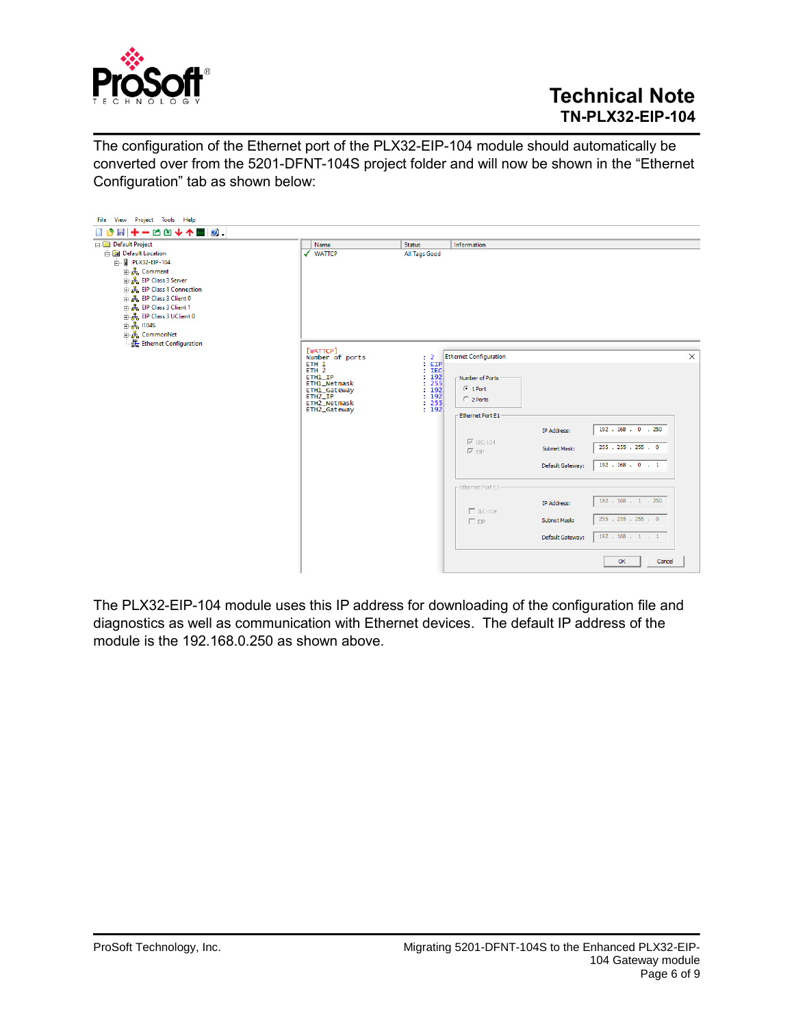The configuration of the Ethernet port of the PLX32-EIP-104 module should automatically be converted over from the 5201-DFNT-104S project folder and will now be shown in the "Ethernet Configuration" tab as shown below:

The PLX32-EIP-104 module uses this IP address for downloading of the configuration file and diagnostics as well as communication with Ethernet devices. The default IP address of the module is the 192.168.0.250 as shown above.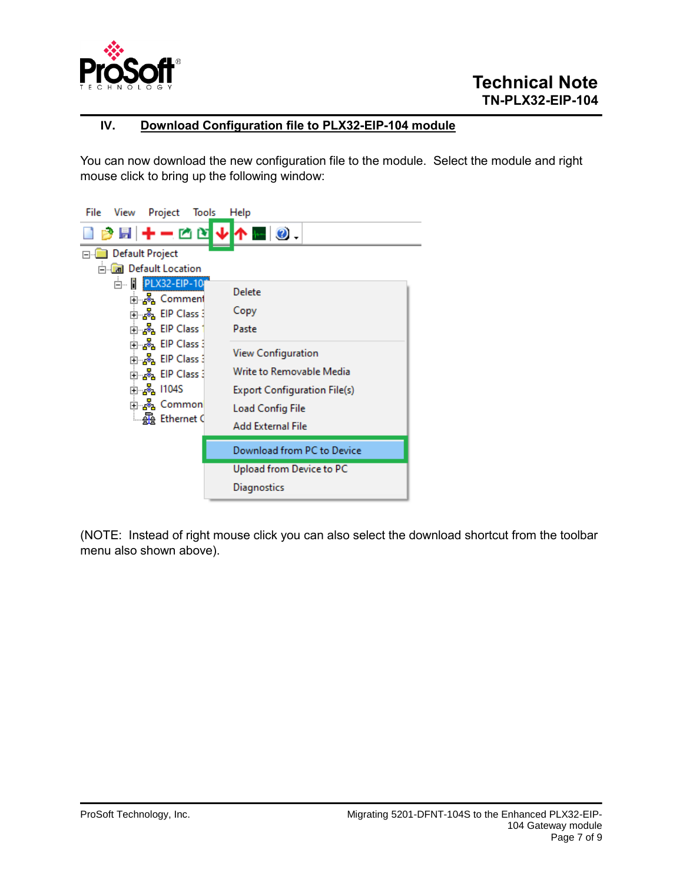## IV. Download Configuration file to PLX32-EIP-104 module

You can now download the new configuration file to the module. Select the module and right mouse click to bring up the following window:

(NOTE: Instead of right mouse click you can also select the download shortcut from the toolbar menu also shown above).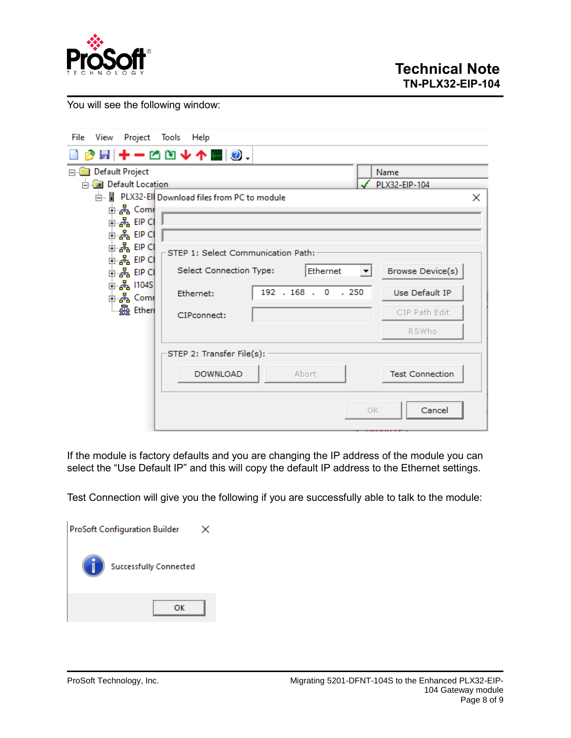You will see the following window:

If the module is factory defaults and you are changing the IP address of the module you can select the "Use Default IP" and this will copy the default IP address to the Ethernet settings.

Test Connection will give you the following if you are successfully able to talk to the module: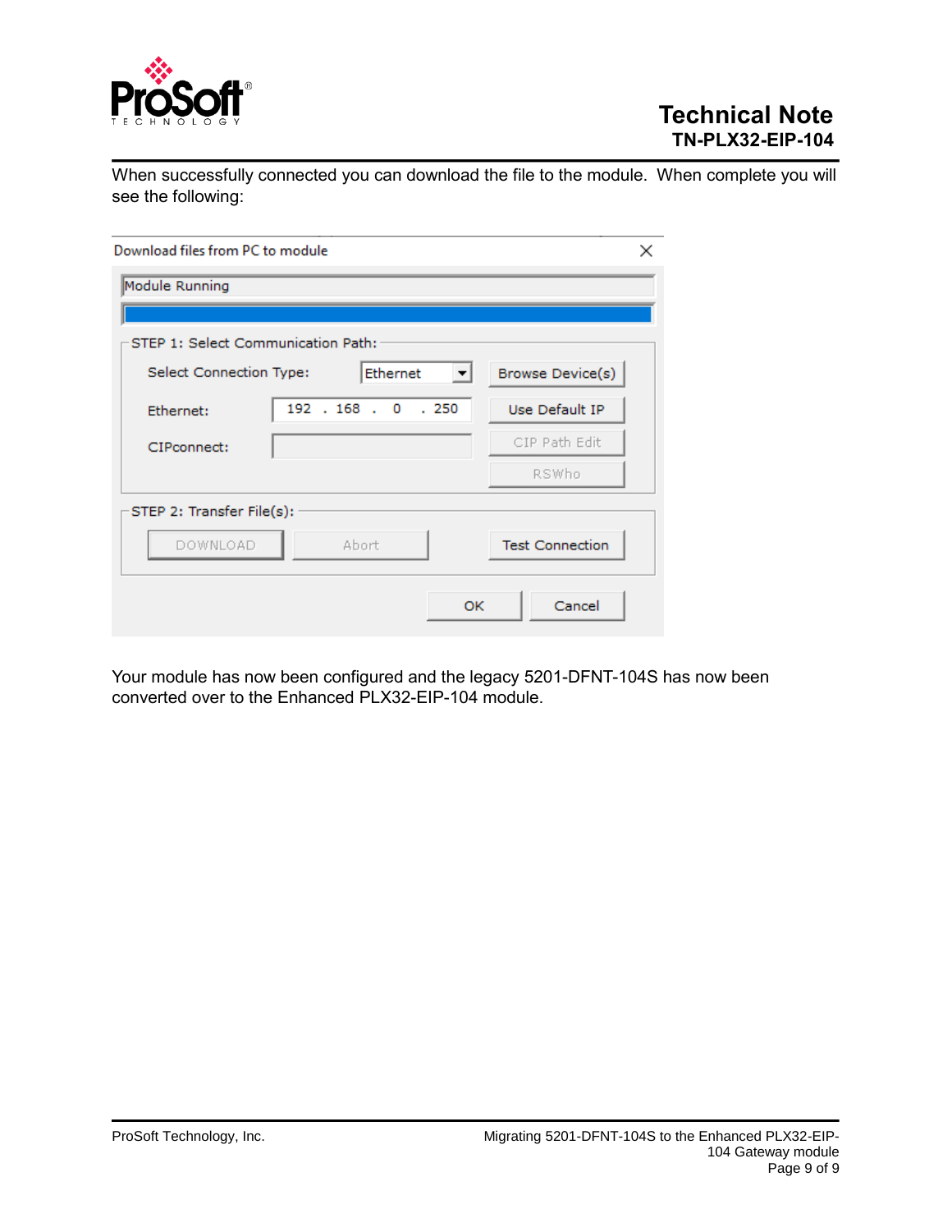When successfully connected you can download the file to the module. When complete you will see the following:

Download files from PC to module

Module Running

STEP 1: Select Communication Path:

Select Connection Type: Ethernet

Browse Device(s)

Ethernet: 192 . 168 . 0 . 250

Use Default IP

CIPconnect:

CIP Path Edit

RSWho

STEP 2: Transfer File(s):

DOWNLOAD

Abort

Test Connection

OK

Cancel

Your module has now been configured and the legacy 5201-DFNT-104S has now been converted over to the Enhanced PLX32-EIP-104 module.